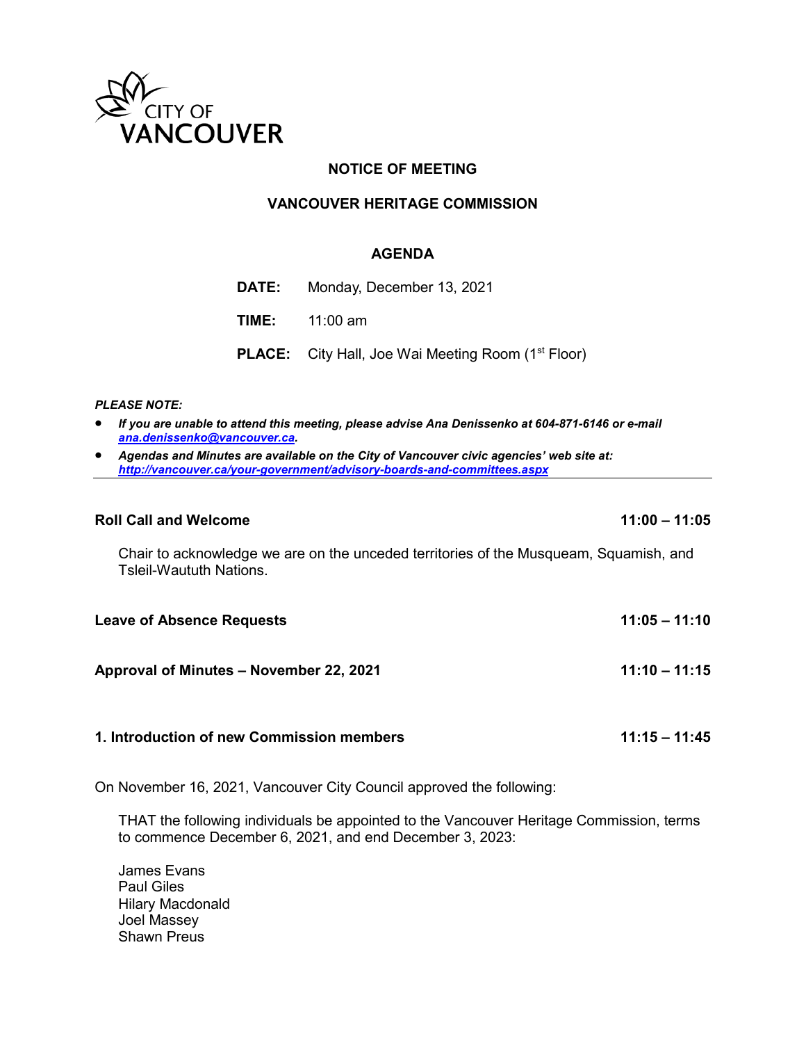CITY OF VANCOUVER

# NOTICE OF MEETING

## VANCOUVER HERITAGE COMMISSION

### AGENDA

**DATE:** Monday, December 13, 2021

**TIME:** 11:00 am

**PLACE:** City Hall, Joe Wai Meeting Room (1st Floor)

***PLEASE NOTE:***

- ***If you are unable to attend this meeting, please advise Ana Denissenko at 604-871-6146 or e-mail [ana.denissenko@vancouver.ca](mailto:ana.denissenko@vancouver.ca).***
- ***Agendas and Minutes are available on the City of Vancouver civic agencies' web site at: [http://vancouver.ca/your-government/advisory-boards-and-committees.aspx](http://vancouver.ca/your-government/advisory-boards-and-committees.aspx)***

---

**Roll Call and Welcome** **11:00 – 11:05**

Chair to acknowledge we are on the unceded territories of the Musqueam, Squamish, and Tsleil-Waututh Nations.

**Leave of Absence Requests** **11:05 – 11:10**

**Approval of Minutes – November 22, 2021** **11:10 – 11:15**

**1. Introduction of new Commission members** **11:15 – 11:45**

On November 16, 2021, Vancouver City Council approved the following:

THAT the following individuals be appointed to the Vancouver Heritage Commission, terms to commence December 6, 2021, and end December 3, 2023:

James Evans
Paul Giles
Hilary Macdonald
Joel Massey
Shawn Preus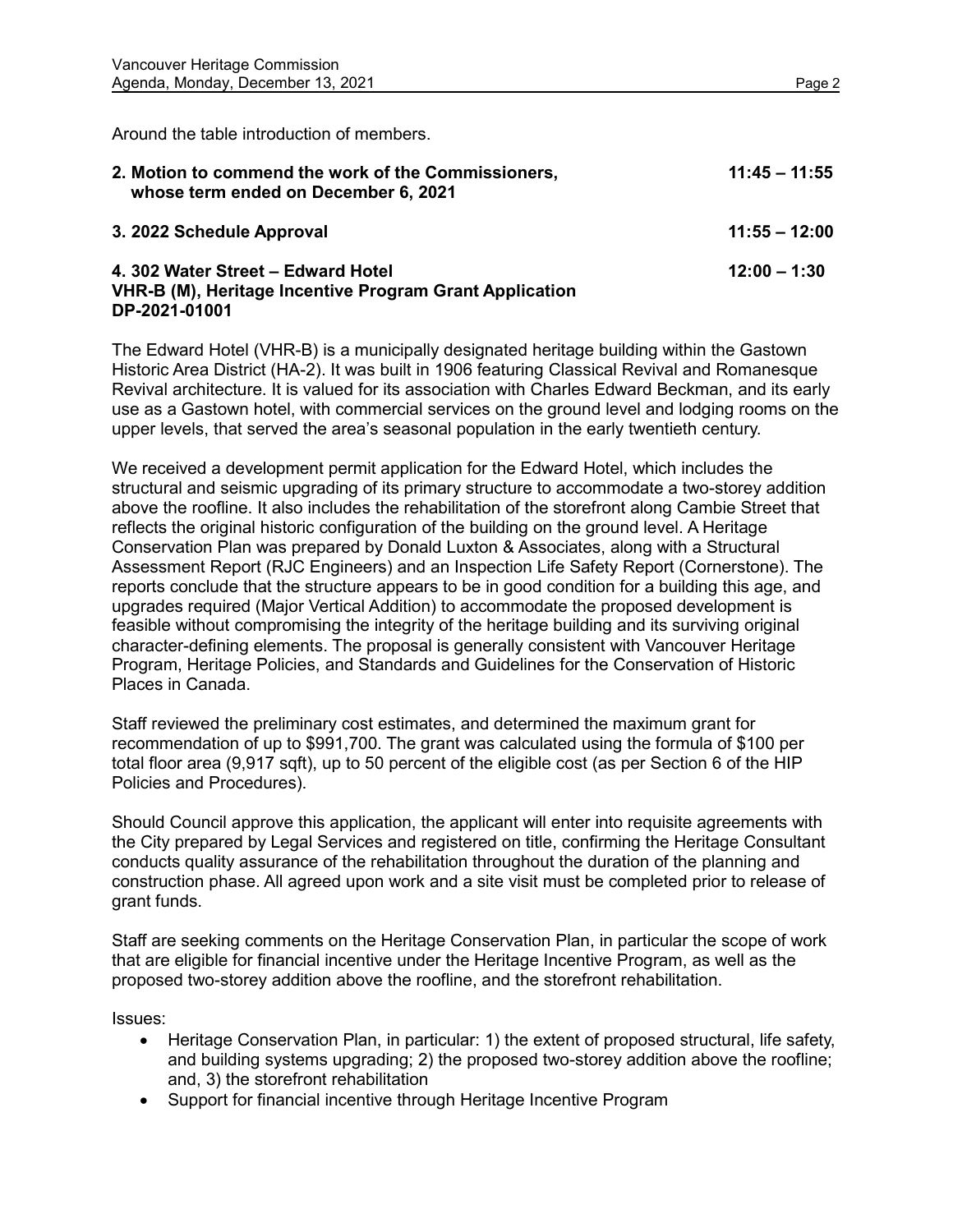Around the table introduction of members.

**2. Motion to commend the work of the Commissioners, whose term ended on December 6, 2021** **11:45 – 11:55**

**3. 2022 Schedule Approval** **11:55 – 12:00**

**4. 302 Water Street – Edward Hotel** **12:00 – 1:30**
**VHR-B (M), Heritage Incentive Program Grant Application**
**DP-2021-01001**

The Edward Hotel (VHR-B) is a municipally designated heritage building within the Gastown Historic Area District (HA-2). It was built in 1906 featuring Classical Revival and Romanesque Revival architecture. It is valued for its association with Charles Edward Beckman, and its early use as a Gastown hotel, with commercial services on the ground level and lodging rooms on the upper levels, that served the area's seasonal population in the early twentieth century.

We received a development permit application for the Edward Hotel, which includes the structural and seismic upgrading of its primary structure to accommodate a two-storey addition above the roofline. It also includes the rehabilitation of the storefront along Cambie Street that reflects the original historic configuration of the building on the ground level. A Heritage Conservation Plan was prepared by Donald Luxton & Associates, along with a Structural Assessment Report (RJC Engineers) and an Inspection Life Safety Report (Cornerstone). The reports conclude that the structure appears to be in good condition for a building this age, and upgrades required (Major Vertical Addition) to accommodate the proposed development is feasible without compromising the integrity of the heritage building and its surviving original character-defining elements. The proposal is generally consistent with Vancouver Heritage Program, Heritage Policies, and Standards and Guidelines for the Conservation of Historic Places in Canada.

Staff reviewed the preliminary cost estimates, and determined the maximum grant for recommendation of up to $991,700. The grant was calculated using the formula of $100 per total floor area (9,917 sqft), up to 50 percent of the eligible cost (as per Section 6 of the HIP Policies and Procedures).

Should Council approve this application, the applicant will enter into requisite agreements with the City prepared by Legal Services and registered on title, confirming the Heritage Consultant conducts quality assurance of the rehabilitation throughout the duration of the planning and construction phase. All agreed upon work and a site visit must be completed prior to release of grant funds.

Staff are seeking comments on the Heritage Conservation Plan, in particular the scope of work that are eligible for financial incentive under the Heritage Incentive Program, as well as the proposed two-storey addition above the roofline, and the storefront rehabilitation.

Issues:

- Heritage Conservation Plan, in particular: 1) the extent of proposed structural, life safety, and building systems upgrading; 2) the proposed two-storey addition above the roofline; and, 3) the storefront rehabilitation
- Support for financial incentive through Heritage Incentive Program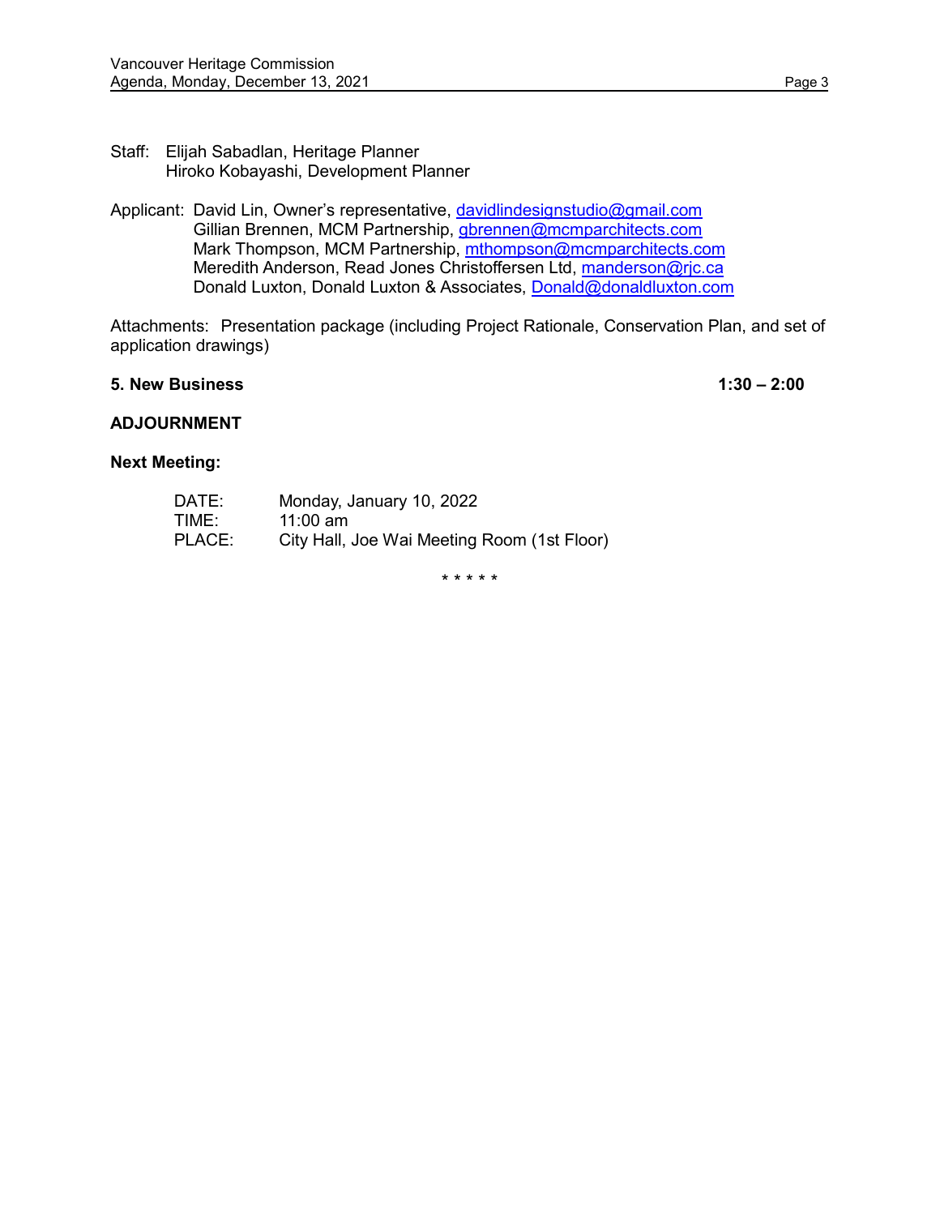Staff: Elijah Sabadlan, Heritage Planner
Hiroko Kobayashi, Development Planner

Applicant: David Lin, Owner's representative, davidlindesignstudio@gmail.com
Gillian Brennen, MCM Partnership, gbrennen@mcmparchitects.com
Mark Thompson, MCM Partnership, mthompson@mcmparchitects.com
Meredith Anderson, Read Jones Christoffersen Ltd, manderson@rjc.ca
Donald Luxton, Donald Luxton & Associates, Donald@donaldluxton.com

Attachments: Presentation package (including Project Rationale, Conservation Plan, and set of application drawings)

**5. New Business** **1:30 – 2:00**

**ADJOURNMENT**

**Next Meeting:**

DATE: Monday, January 10, 2022
TIME: 11:00 am
PLACE: City Hall, Joe Wai Meeting Room (1st Floor)

* * * * *